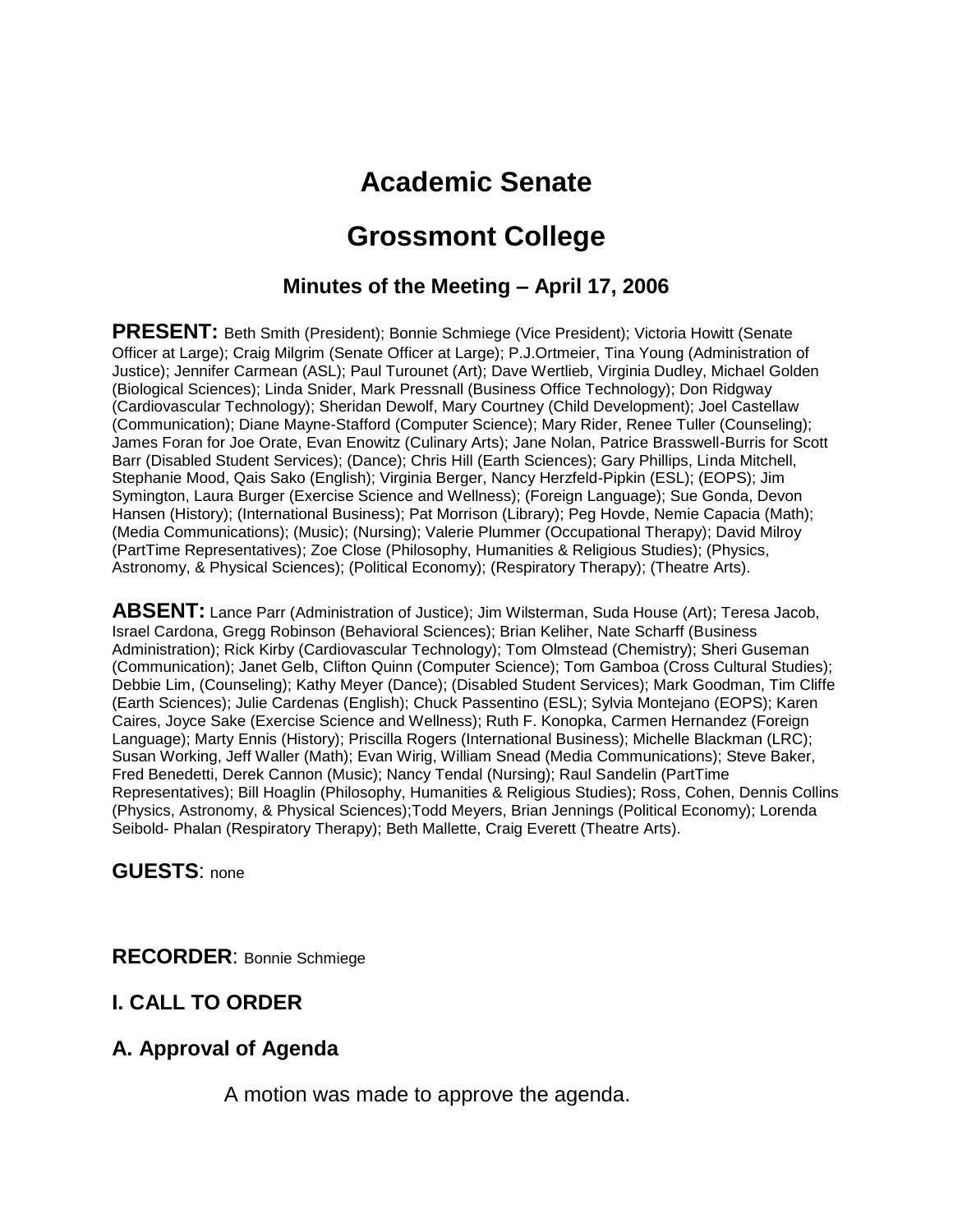# Academic Senate

# Grossmont College

### Minutes of the Meeting – April 17, 2006

**PRESENT:** Beth Smith (President); Bonnie Schmiege (Vice President); Victoria Howitt (Senate Officer at Large); Craig Milgrim (Senate Officer at Large); P.J.Ortmeier, Tina Young (Administration of Justice); Jennifer Carmean (ASL); Paul Turounet (Art); Dave Wertlieb, Virginia Dudley, Michael Golden (Biological Sciences); Linda Snider, Mark Pressnall (Business Office Technology); Don Ridgway (Cardiovascular Technology); Sheridan Dewolf, Mary Courtney (Child Development); Joel Castellaw (Communication); Diane Mayne-Stafford (Computer Science); Mary Rider, Renee Tuller (Counseling); James Foran for Joe Orate, Evan Enowitz (Culinary Arts); Jane Nolan, Patrice Brasswell-Burris for Scott Barr (Disabled Student Services); (Dance); Chris Hill (Earth Sciences); Gary Phillips, Linda Mitchell, Stephanie Mood, Qais Sako (English); Virginia Berger, Nancy Herzfeld-Pipkin (ESL); (EOPS); Jim Symington, Laura Burger (Exercise Science and Wellness); (Foreign Language); Sue Gonda, Devon Hansen (History); (International Business); Pat Morrison (Library); Peg Hovde, Nemie Capacia (Math); (Media Communications); (Music); (Nursing); Valerie Plummer (Occupational Therapy); David Milroy (PartTime Representatives); Zoe Close (Philosophy, Humanities & Religious Studies); (Physics, Astronomy, & Physical Sciences); (Political Economy); (Respiratory Therapy); (Theatre Arts).

**ABSENT:** Lance Parr (Administration of Justice); Jim Wilsterman, Suda House (Art); Teresa Jacob, Israel Cardona, Gregg Robinson (Behavioral Sciences); Brian Keliher, Nate Scharff (Business Administration); Rick Kirby (Cardiovascular Technology); Tom Olmstead (Chemistry); Sheri Guseman (Communication); Janet Gelb, Clifton Quinn (Computer Science); Tom Gamboa (Cross Cultural Studies); Debbie Lim, (Counseling); Kathy Meyer (Dance); (Disabled Student Services); Mark Goodman, Tim Cliffe (Earth Sciences); Julie Cardenas (English); Chuck Passentino (ESL); Sylvia Montejano (EOPS); Karen Caires, Joyce Sake (Exercise Science and Wellness); Ruth F. Konopka, Carmen Hernandez (Foreign Language); Marty Ennis (History); Priscilla Rogers (International Business); Michelle Blackman (LRC); Susan Working, Jeff Waller (Math); Evan Wirig, William Snead (Media Communications); Steve Baker, Fred Benedetti, Derek Cannon (Music); Nancy Tendal (Nursing); Raul Sandelin (PartTime Representatives); Bill Hoaglin (Philosophy, Humanities & Religious Studies); Ross, Cohen, Dennis Collins (Physics, Astronomy, & Physical Sciences);Todd Meyers, Brian Jennings (Political Economy); Lorenda Seibold- Phalan (Respiratory Therapy); Beth Mallette, Craig Everett (Theatre Arts).

**GUESTS**: none

**RECORDER**: Bonnie Schmiege

### I. CALL TO ORDER

### A. Approval of Agenda

A motion was made to approve the agenda.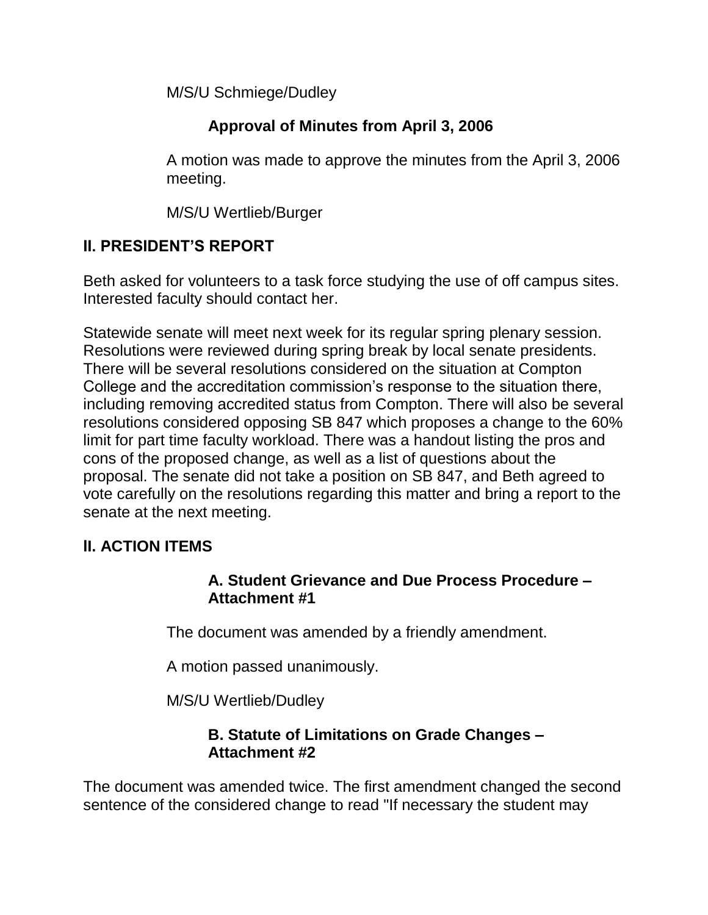M/S/U Schmiege/Dudley

**Approval of Minutes from April 3, 2006**

A motion was made to approve the minutes from the April 3, 2006 meeting.

M/S/U Wertlieb/Burger

## II. PRESIDENT'S REPORT

Beth asked for volunteers to a task force studying the use of off campus sites. Interested faculty should contact her.

Statewide senate will meet next week for its regular spring plenary session. Resolutions were reviewed during spring break by local senate presidents. There will be several resolutions considered on the situation at Compton College and the accreditation commission's response to the situation there, including removing accredited status from Compton. There will also be several resolutions considered opposing SB 847 which proposes a change to the 60% limit for part time faculty workload. There was a handout listing the pros and cons of the proposed change, as well as a list of questions about the proposal. The senate did not take a position on SB 847, and Beth agreed to vote carefully on the resolutions regarding this matter and bring a report to the senate at the next meeting.

## II. ACTION ITEMS

**A. Student Grievance and Due Process Procedure – Attachment #1**

The document was amended by a friendly amendment.

A motion passed unanimously.

M/S/U Wertlieb/Dudley

**B. Statute of Limitations on Grade Changes – Attachment #2**

The document was amended twice. The first amendment changed the second sentence of the considered change to read "If necessary the student may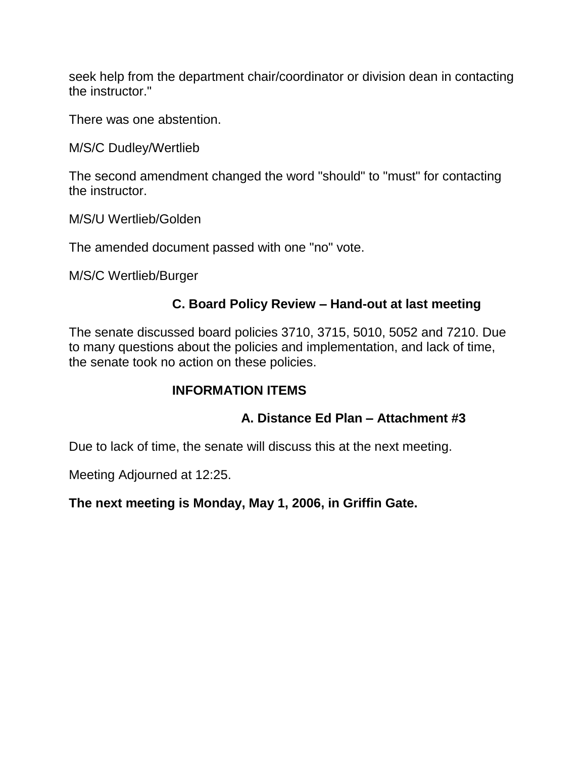seek help from the department chair/coordinator or division dean in contacting the instructor."

There was one abstention.

M/S/C Dudley/Wertlieb

The second amendment changed the word "should" to "must" for contacting the instructor.

M/S/U Wertlieb/Golden

The amended document passed with one "no" vote.

M/S/C Wertlieb/Burger

### C. Board Policy Review – Hand-out at last meeting

The senate discussed board policies 3710, 3715, 5010, 5052 and 7210. Due to many questions about the policies and implementation, and lack of time, the senate took no action on these policies.

## INFORMATION ITEMS

### A. Distance Ed Plan – Attachment #3

Due to lack of time, the senate will discuss this at the next meeting.

Meeting Adjourned at 12:25.

**The next meeting is Monday, May 1, 2006, in Griffin Gate.**